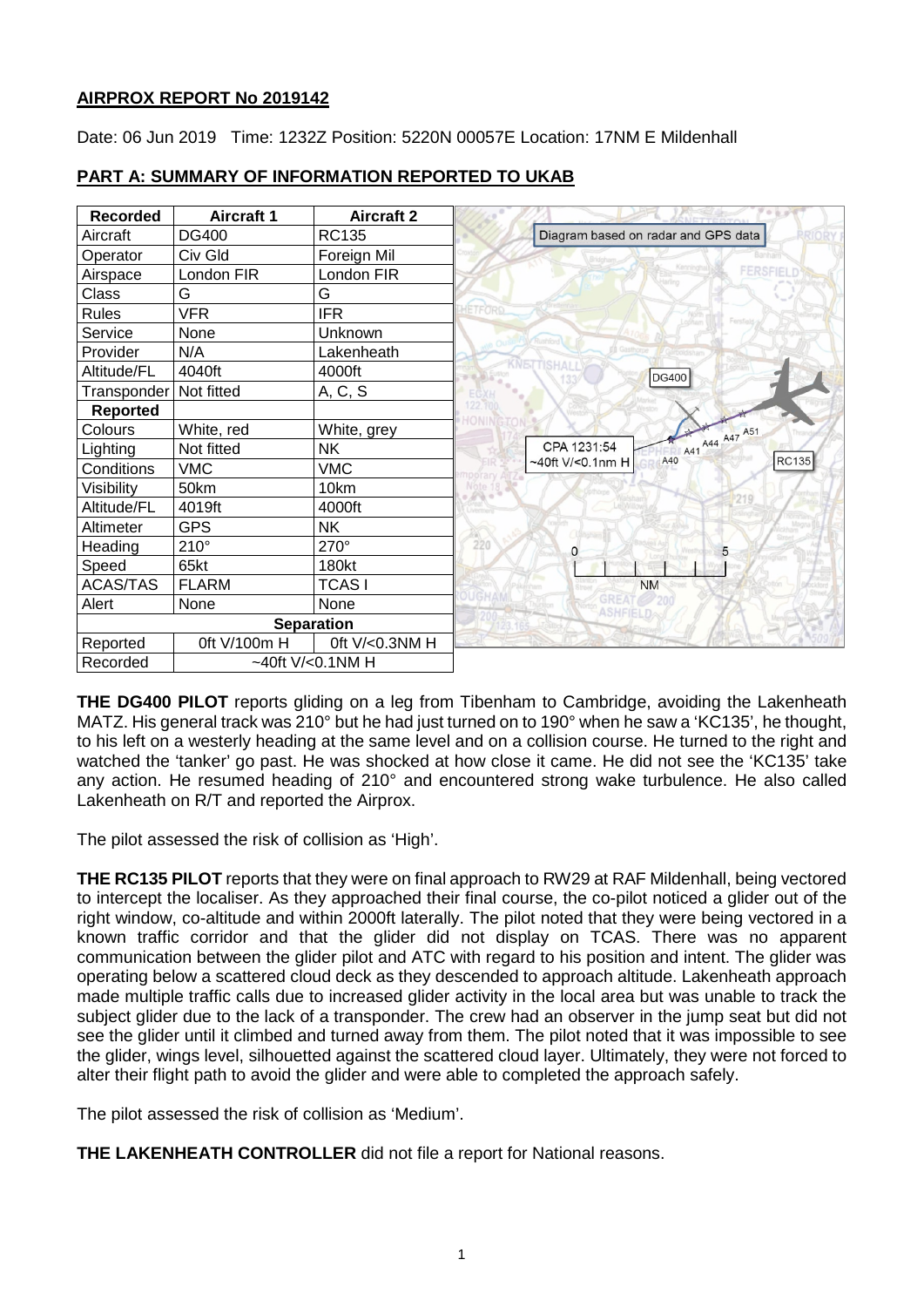## AIRPROX REPORT No 2019142

Date: 06 Jun 2019 Time: 1232Z Position: 5220N 00057E Location: 17NM E Mildenhall

## PART A: SUMMARY OF INFORMATION REPORTED TO UKAB

| Recorded | Aircraft 1 | Aircraft 2 |
|---|---|---|
| Aircraft | DG400 | RC135 |
| Operator | Civ Gld | Foreign Mil |
| Airspace | London FIR | London FIR |
| Class | G | G |
| Rules | VFR | IFR |
| Service | None | Unknown |
| Provider | N/A | Lakenheath |
| Altitude/FL | 4040ft | 4000ft |
| Transponder | Not fitted | A, C, S |
| **Reported** | | |
| Colours | White, red | White, grey |
| Lighting | Not fitted | NK |
| Conditions | VMC | VMC |
| Visibility | 50km | 10km |
| Altitude/FL | 4019ft | 4000ft |
| Altimeter | GPS | NK |
| Heading | 210° | 270° |
| Speed | 65kt | 180kt |
| ACAS/TAS | FLARM | TCAS I |
| Alert | None | None |
| **Separation** | | |
| Reported | 0ft V/100m H | 0ft V/<0.3NM H |
| Recorded | ~40ft V/<0.1NM H | |

Diagram based on radar and GPS data

CPA 1231:54
~40ft V/<0.1nm H

**THE DG400 PILOT** reports gliding on a leg from Tibenham to Cambridge, avoiding the Lakenheath MATZ. His general track was 210° but he had just turned on to 190° when he saw a 'KC135', he thought, to his left on a westerly heading at the same level and on a collision course. He turned to the right and watched the 'tanker' go past. He was shocked at how close it came. He did not see the 'KC135' take any action. He resumed heading of 210° and encountered strong wake turbulence. He also called Lakenheath on R/T and reported the Airprox.

The pilot assessed the risk of collision as 'High'.

**THE RC135 PILOT** reports that they were on final approach to RW29 at RAF Mildenhall, being vectored to intercept the localiser. As they approached their final course, the co-pilot noticed a glider out of the right window, co-altitude and within 2000ft laterally. The pilot noted that they were being vectored in a known traffic corridor and that the glider did not display on TCAS. There was no apparent communication between the glider pilot and ATC with regard to his position and intent. The glider was operating below a scattered cloud deck as they descended to approach altitude. Lakenheath approach made multiple traffic calls due to increased glider activity in the local area but was unable to track the subject glider due to the lack of a transponder. The crew had an observer in the jump seat but did not see the glider until it climbed and turned away from them. The pilot noted that it was impossible to see the glider, wings level, silhouetted against the scattered cloud layer. Ultimately, they were not forced to alter their flight path to avoid the glider and were able to completed the approach safely.

The pilot assessed the risk of collision as 'Medium'.

**THE LAKENHEATH CONTROLLER** did not file a report for National reasons.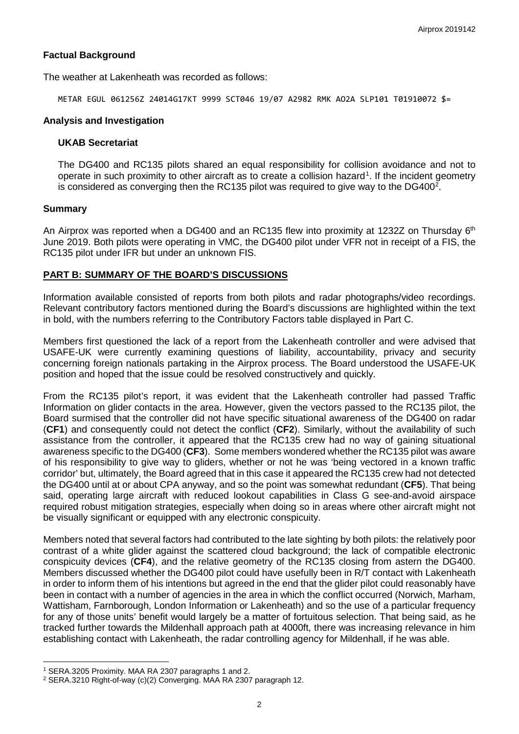### Factual Background

The weather at Lakenheath was recorded as follows:

```
METAR EGUL 061256Z 24014G17KT 9999 SCT046 19/07 A2982 RMK AO2A SLP101 T01910072 $=
```

### Analysis and Investigation

#### UKAB Secretariat

The DG400 and RC135 pilots shared an equal responsibility for collision avoidance and not to operate in such proximity to other aircraft as to create a collision hazard[1]. If the incident geometry is considered as converging then the RC135 pilot was required to give way to the DG400[2].

### Summary

An Airprox was reported when a DG400 and an RC135 flew into proximity at 1232Z on Thursday 6th June 2019. Both pilots were operating in VMC, the DG400 pilot under VFR not in receipt of a FIS, the RC135 pilot under IFR but under an unknown FIS.

## PART B: SUMMARY OF THE BOARD'S DISCUSSIONS

Information available consisted of reports from both pilots and radar photographs/video recordings. Relevant contributory factors mentioned during the Board's discussions are highlighted within the text in bold, with the numbers referring to the Contributory Factors table displayed in Part C.

Members first questioned the lack of a report from the Lakenheath controller and were advised that USAFE-UK were currently examining questions of liability, accountability, privacy and security concerning foreign nationals partaking in the Airprox process. The Board understood the USAFE-UK position and hoped that the issue could be resolved constructively and quickly.

From the RC135 pilot's report, it was evident that the Lakenheath controller had passed Traffic Information on glider contacts in the area. However, given the vectors passed to the RC135 pilot, the Board surmised that the controller did not have specific situational awareness of the DG400 on radar (**CF1**) and consequently could not detect the conflict (**CF2**). Similarly, without the availability of such assistance from the controller, it appeared that the RC135 crew had no way of gaining situational awareness specific to the DG400 (**CF3**). Some members wondered whether the RC135 pilot was aware of his responsibility to give way to gliders, whether or not he was 'being vectored in a known traffic corridor' but, ultimately, the Board agreed that in this case it appeared the RC135 crew had not detected the DG400 until at or about CPA anyway, and so the point was somewhat redundant (**CF5**). That being said, operating large aircraft with reduced lookout capabilities in Class G see-and-avoid airspace required robust mitigation strategies, especially when doing so in areas where other aircraft might not be visually significant or equipped with any electronic conspicuity.

Members noted that several factors had contributed to the late sighting by both pilots: the relatively poor contrast of a white glider against the scattered cloud background; the lack of compatible electronic conspicuity devices (**CF4**), and the relative geometry of the RC135 closing from astern the DG400. Members discussed whether the DG400 pilot could have usefully been in R/T contact with Lakenheath in order to inform them of his intentions but agreed in the end that the glider pilot could reasonably have been in contact with a number of agencies in the area in which the conflict occurred (Norwich, Marham, Wattisham, Farnborough, London Information or Lakenheath) and so the use of a particular frequency for any of those units' benefit would largely be a matter of fortuitous selection. That being said, as he tracked further towards the Mildenhall approach path at 4000ft, there was increasing relevance in him establishing contact with Lakenheath, the radar controlling agency for Mildenhall, if he was able.

---

[1] SERA.3205 Proximity. MAA RA 2307 paragraphs 1 and 2.

[2] SERA.3210 Right-of-way (c)(2) Converging. MAA RA 2307 paragraph 12.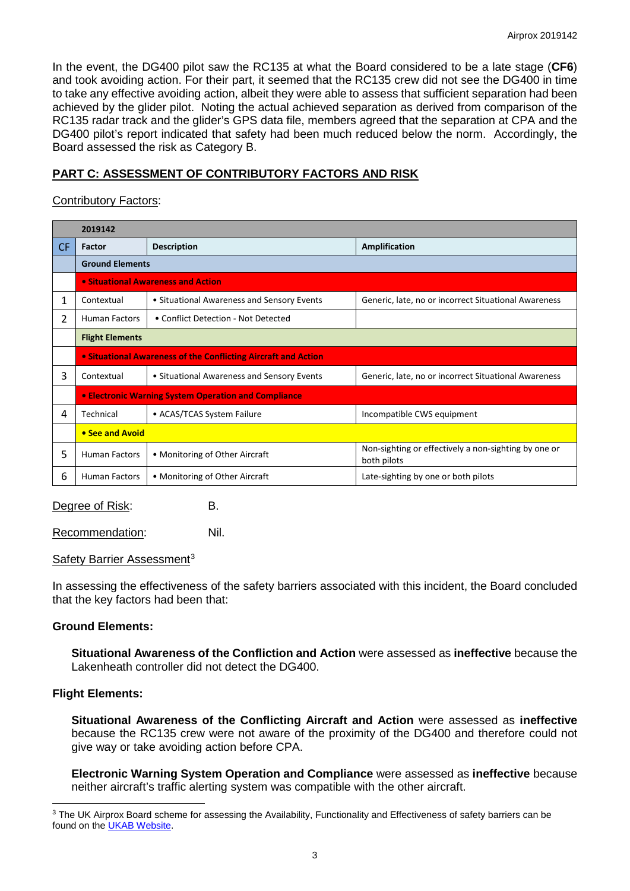In the event, the DG400 pilot saw the RC135 at what the Board considered to be a late stage (**CF6**) and took avoiding action. For their part, it seemed that the RC135 crew did not see the DG400 in time to take any effective avoiding action, albeit they were able to assess that sufficient separation had been achieved by the glider pilot. Noting the actual achieved separation as derived from comparison of the RC135 radar track and the glider's GPS data file, members agreed that the separation at CPA and the DG400 pilot's report indicated that safety had been much reduced below the norm. Accordingly, the Board assessed the risk as Category B.

## PART C: ASSESSMENT OF CONTRIBUTORY FACTORS AND RISK

Contributory Factors:

| | 2019142 | | |
|---|---|---|---|
| CF | Factor | Description | Amplification |
| | **Ground Elements** | | |
| | **• Situational Awareness and Action** | | |
| 1 | Contextual | • Situational Awareness and Sensory Events | Generic, late, no or incorrect Situational Awareness |
| 2 | Human Factors | • Conflict Detection - Not Detected | |
| | **Flight Elements** | | |
| | **• Situational Awareness of the Conflicting Aircraft and Action** | | |
| 3 | Contextual | • Situational Awareness and Sensory Events | Generic, late, no or incorrect Situational Awareness |
| | **• Electronic Warning System Operation and Compliance** | | |
| 4 | Technical | • ACAS/TCAS System Failure | Incompatible CWS equipment |
| | **• See and Avoid** | | |
| 5 | Human Factors | • Monitoring of Other Aircraft | Non-sighting or effectively a non-sighting by one or both pilots |
| 6 | Human Factors | • Monitoring of Other Aircraft | Late-sighting by one or both pilots |

Degree of Risk: B.

Recommendation: Nil.

Safety Barrier Assessment[3]

In assessing the effectiveness of the safety barriers associated with this incident, the Board concluded that the key factors had been that:

**Ground Elements:**

**Situational Awareness of the Confliction and Action** were assessed as **ineffective** because the Lakenheath controller did not detect the DG400.

**Flight Elements:**

**Situational Awareness of the Conflicting Aircraft and Action** were assessed as **ineffective** because the RC135 crew were not aware of the proximity of the DG400 and therefore could not give way or take avoiding action before CPA.

**Electronic Warning System Operation and Compliance** were assessed as **ineffective** because neither aircraft's traffic alerting system was compatible with the other aircraft.

[3] The UK Airprox Board scheme for assessing the Availability, Functionality and Effectiveness of safety barriers can be found on the UKAB Website.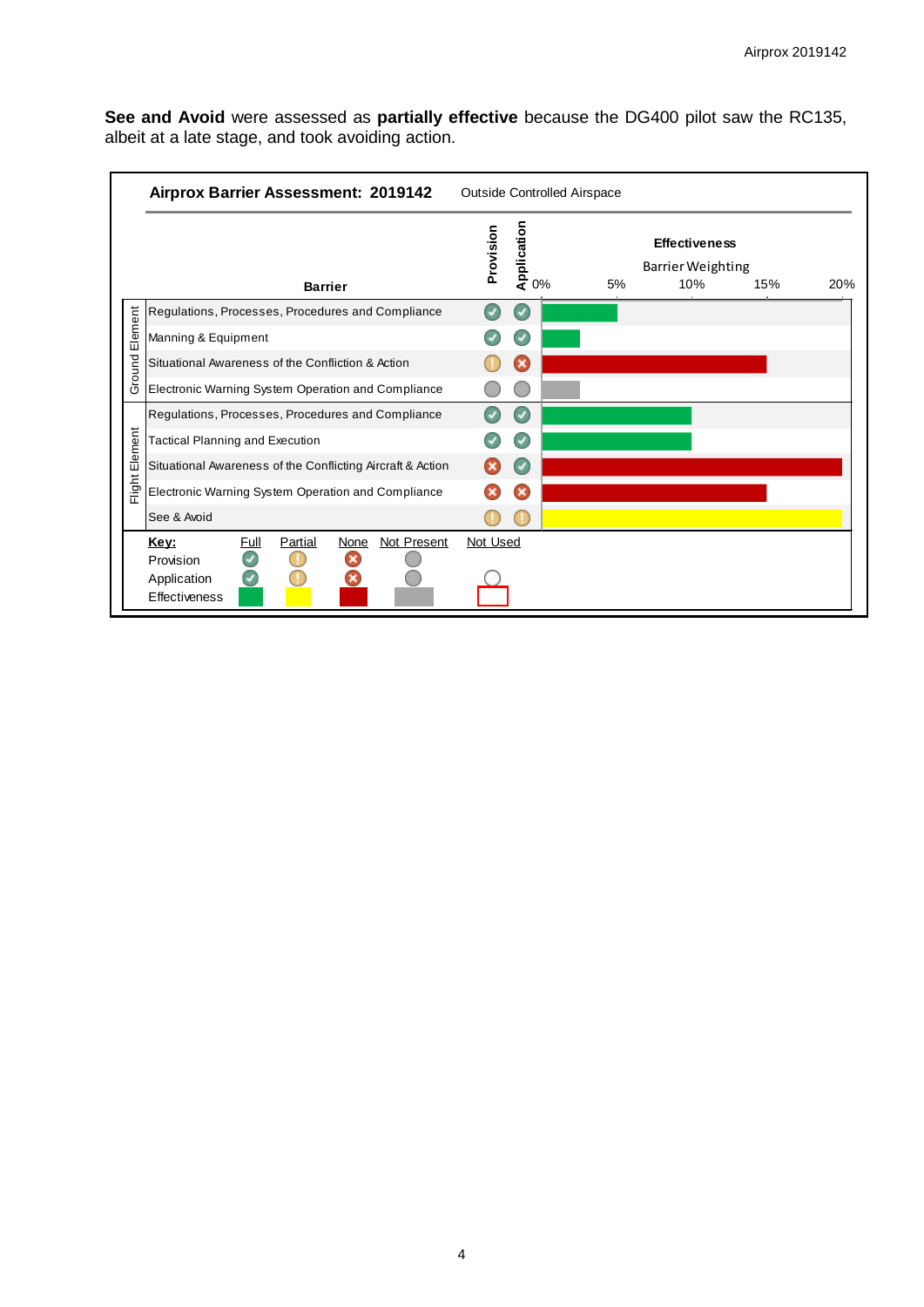**See and Avoid** were assessed as **partially effective** because the DG400 pilot saw the RC135, albeit at a late stage, and took avoiding action.

**Airprox Barrier Assessment: 2019142** Outside Controlled Airspace

| | Barrier | Provision | Application |
|---|---|---|---|
| Ground Element | Regulations, Processes, Procedures and Compliance | Full | Full |
| | Manning & Equipment | Full | Full |
| | Situational Awareness of the Confliction & Action | Partial | None |
| | Electronic Warning System Operation and Compliance | Not Present | Not Present |
| Flight Element | Regulations, Processes, Procedures and Compliance | Full | Full |
| | Tactical Planning and Execution | Full | Full |
| | Situational Awareness of the Conflicting Aircraft & Action | None | Full |
| | Electronic Warning System Operation and Compliance | None | None |
| | See & Avoid | Partial | Partial |

Effectiveness

Barrier Weighting

0% 5% 10% 15% 20%

**Key:** Full, Partial, None, Not Present, Not Used

Provision

Application

Effectiveness